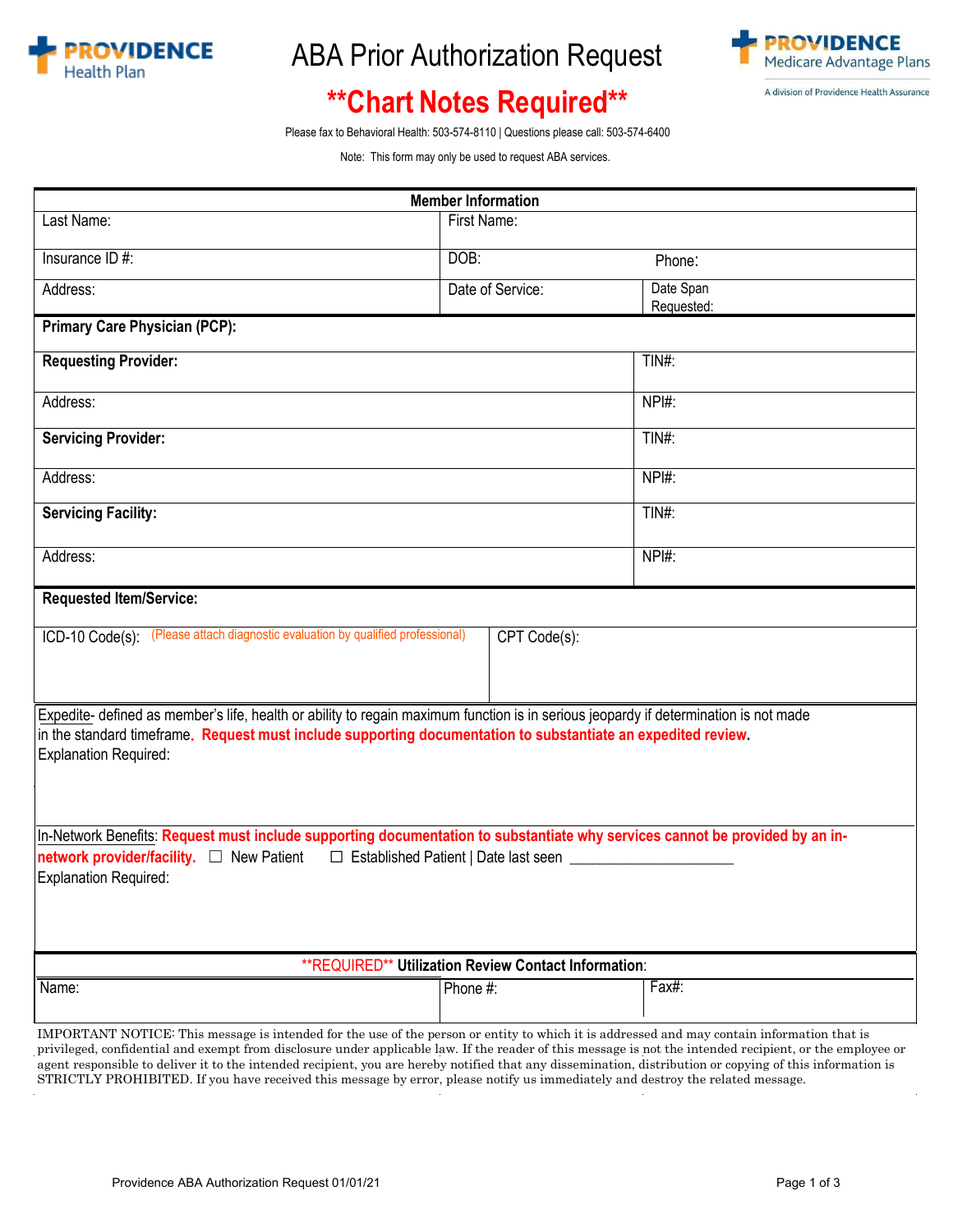Providence Health Plan

# ABA Prior Authorization Request

## **Chart Notes Required**

Providence Medicare Advantage Plans
A division of Providence Health Assurance

Please fax to Behavioral Health: 503-574-8110 | Questions please call: 503-574-6400

Note: This form may only be used to request ABA services.

| **Member Information** | | | |
|---|---|---|---|
| Last Name: | First Name: | | |
| Insurance ID #: | DOB: | Phone: | |
| Address: | Date of Service: | Date Span Requested: | |

| | |
|---|---|
| **Primary Care Physician (PCP):** | |
| **Requesting Provider:** | TIN#: |
| Address: | NPI#: |
| **Servicing Provider:** | TIN#: |
| Address: | NPI#: |
| **Servicing Facility:** | TIN#: |
| Address: | NPI#: |

**Requested Item/Service:**

| ICD-10 Code(s): (Please attach diagnostic evaluation by qualified professional) | CPT Code(s): |
|---|---|
| | |

Expedite- defined as member's life, health or ability to regain maximum function is in serious jeopardy if determination is not made in the standard timeframe. **Request must include supporting documentation to substantiate an expedited review.**
Explanation Required:

In-Network Benefits: **Request must include supporting documentation to substantiate why services cannot be provided by an in-network provider/facility.** ☐ New Patient ☐ Established Patient | Date last seen ____________________
Explanation Required:

| **REQUIRED** **Utilization Review Contact Information**: | | |
|---|---|---|
| Name: | Phone #: | Fax#: |

IMPORTANT NOTICE: This message is intended for the use of the person or entity to which it is addressed and may contain information that is privileged, confidential and exempt from disclosure under applicable law. If the reader of this message is not the intended recipient, or the employee or agent responsible to deliver it to the intended recipient, you are hereby notified that any dissemination, distribution or copying of this information is STRICTLY PROHIBITED. If you have received this message by error, please notify us immediately and destroy the related message.

Providence ABA Authorization Request 01/01/21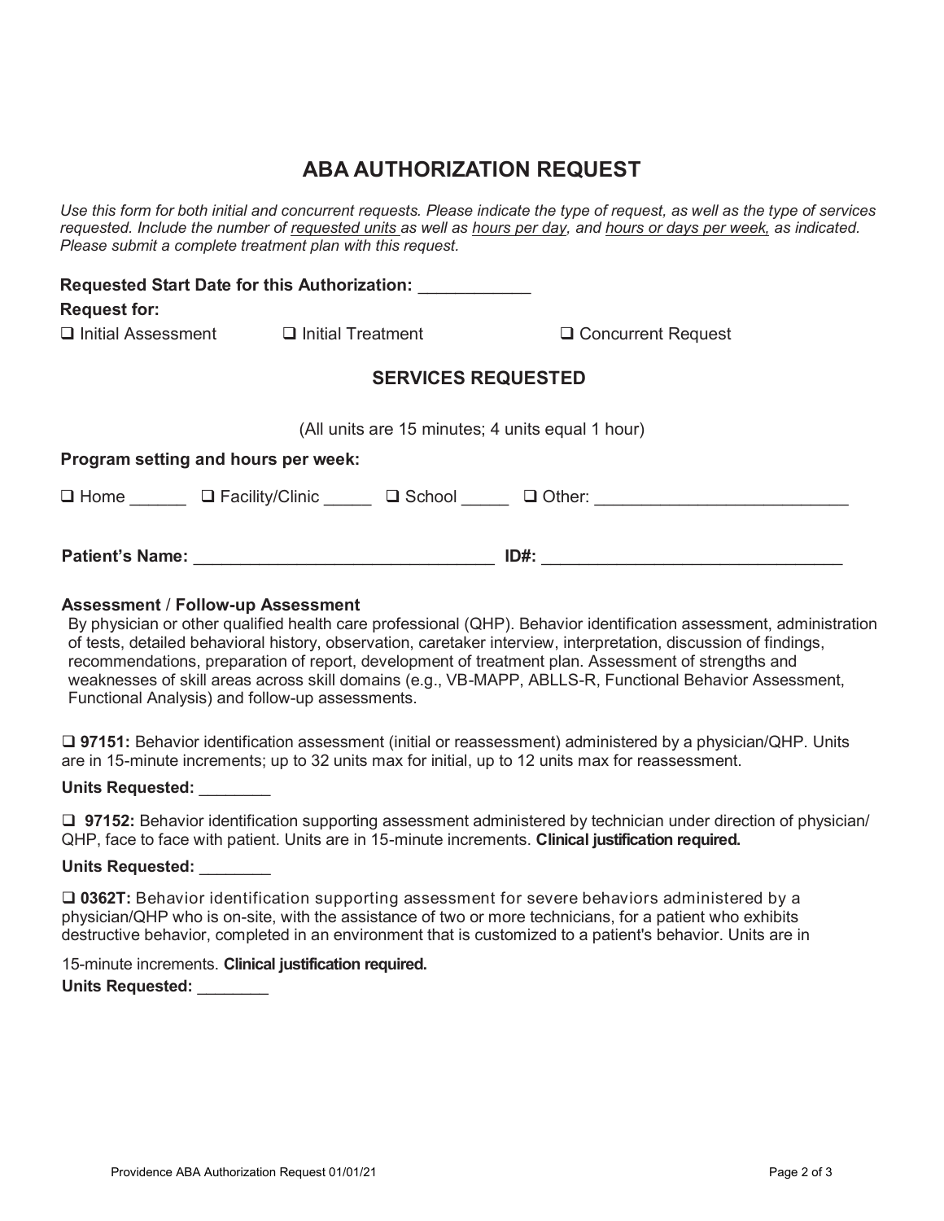# ABA AUTHORIZATION REQUEST

*Use this form for both initial and concurrent requests. Please indicate the type of request, as well as the type of services requested. Include the number of requested units as well as hours per day, and hours or days per week, as indicated. Please submit a complete treatment plan with this request.*

**Requested Start Date for this Authorization:** ____________

**Request for:**

❑ Initial Assessment ❑ Initial Treatment ❑ Concurrent Request

## SERVICES REQUESTED

(All units are 15 minutes; 4 units equal 1 hour)

**Program setting and hours per week:**

❑ Home ______ ❑ Facility/Clinic _____ ❑ School _____ ❑ Other: ___________________________

**Patient's Name:** ________________________________ **ID#:** ________________________________

### Assessment / Follow-up Assessment

By physician or other qualified health care professional (QHP). Behavior identification assessment, administration of tests, detailed behavioral history, observation, caretaker interview, interpretation, discussion of findings, recommendations, preparation of report, development of treatment plan. Assessment of strengths and weaknesses of skill areas across skill domains (e.g., VB-MAPP, ABLLS-R, Functional Behavior Assessment, Functional Analysis) and follow-up assessments.

❑ **97151:** Behavior identification assessment (initial or reassessment) administered by a physician/QHP. Units are in 15-minute increments; up to 32 units max for initial, up to 12 units max for reassessment.

**Units Requested:** ________

❑ **97152:** Behavior identification supporting assessment administered by technician under direction of physician/ QHP, face to face with patient. Units are in 15-minute increments. **Clinical justification required.**

**Units Requested:** ________

❑ **0362T:** Behavior identification supporting assessment for severe behaviors administered by a physician/QHP who is on-site, with the assistance of two or more technicians, for a patient who exhibits destructive behavior, completed in an environment that is customized to a patient's behavior. Units are in 15-minute increments. **Clinical justification required.**

**Units Requested:** ________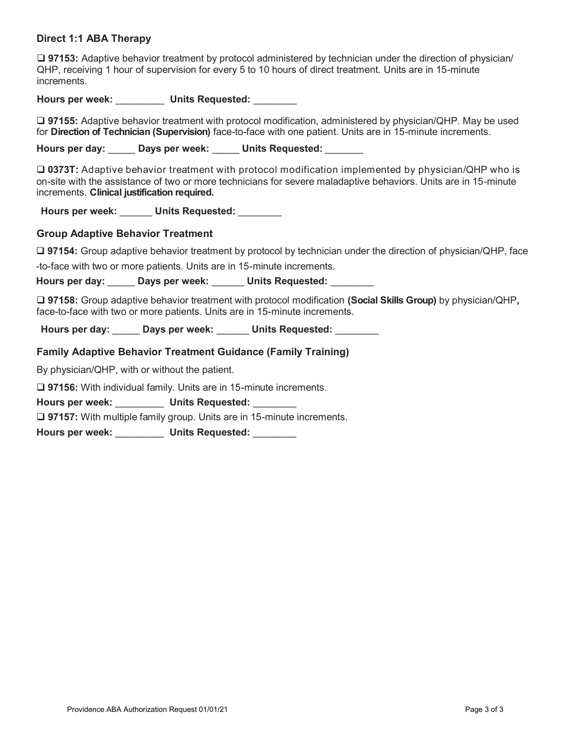### Direct 1:1 ABA Therapy

❑ **97153:** Adaptive behavior treatment by protocol administered by technician under the direction of physician/ QHP, receiving 1 hour of supervision for every 5 to 10 hours of direct treatment. Units are in 15-minute increments.

**Hours per week:** _________ **Units Requested:** ________

❑ **97155:** Adaptive behavior treatment with protocol modification, administered by physician/QHP. May be used for **Direction of Technician (Supervision)** face-to-face with one patient. Units are in 15-minute increments.

**Hours per day:** _____ **Days per week:** _____ **Units Requested:** _______

❑ **0373T:** Adaptive behavior treatment with protocol modification implemented by physician/QHP who is on-site with the assistance of two or more technicians for severe maladaptive behaviors. Units are in 15-minute increments. **Clinical justification required.**

**Hours per week:** ______ **Units Requested:** ________

### Group Adaptive Behavior Treatment

❑ **97154:** Group adaptive behavior treatment by protocol by technician under the direction of physician/QHP, face -to-face with two or more patients. Units are in 15-minute increments.

**Hours per day:** _____ **Days per week:** ______ **Units Requested:** ________

❑ **97158:** Group adaptive behavior treatment with protocol modification **(Social Skills Group)** by physician/QHP**,** face-to-face with two or more patients. Units are in 15-minute increments.

**Hours per day:** _____ **Days per week:** ______ **Units Requested:** ________

### Family Adaptive Behavior Treatment Guidance (Family Training)

By physician/QHP, with or without the patient.

❑ **97156:** With individual family. Units are in 15-minute increments.

**Hours per week:** _________ **Units Requested:** ________

❑ **97157:** With multiple family group. Units are in 15-minute increments.

**Hours per week:** _________ **Units Requested:** ________